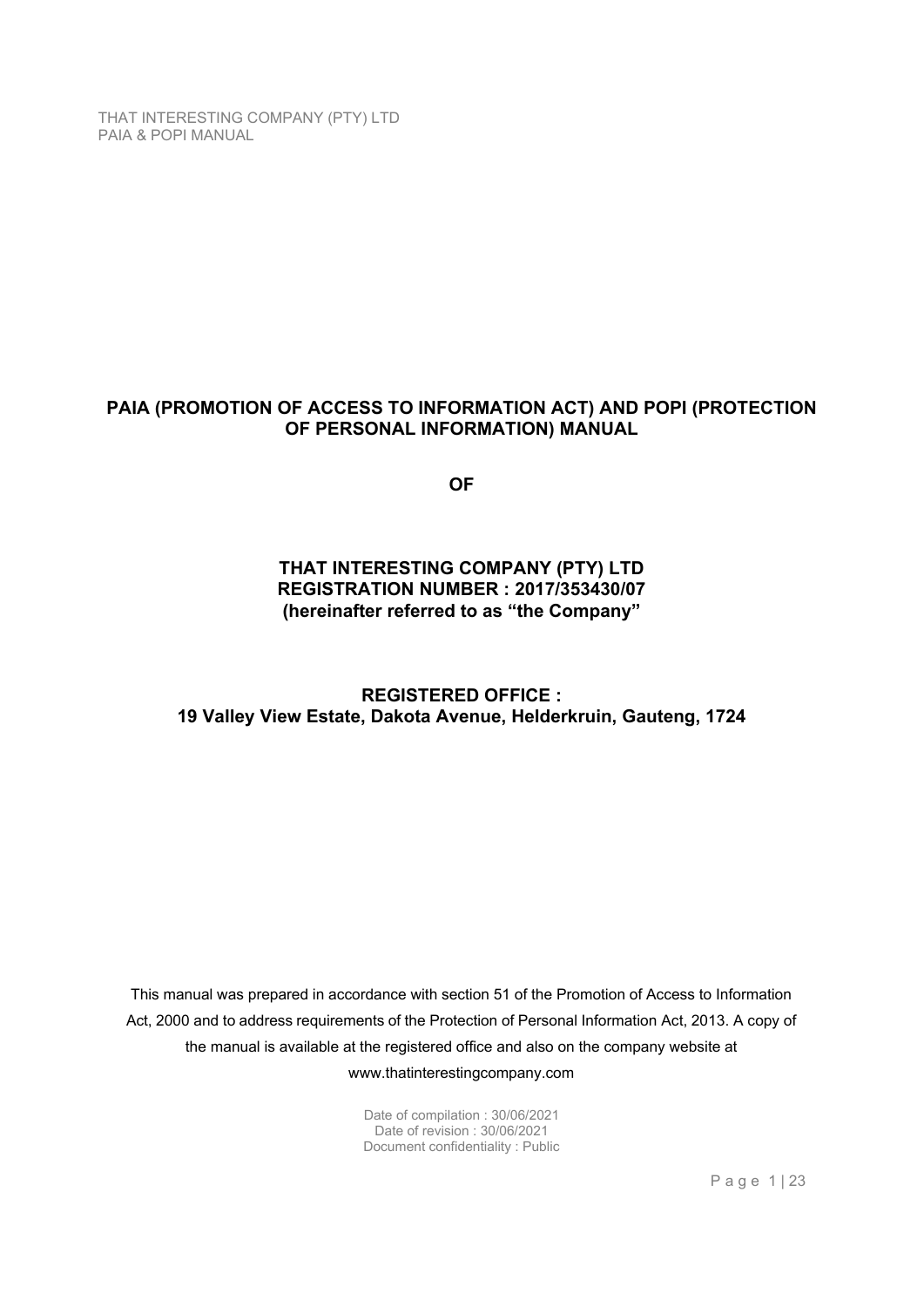# PAIA (PROMOTION OF ACCESS TO INFORMATION ACT) AND POPI (PROTECTION OF PERSONAL INFORMATION) MANUAL

**OF**

## THAT INTERESTING COMPANY (PTY) LTD
## REGISTRATION NUMBER : 2017/353430/07
## (hereinafter referred to as "the Company"

## REGISTERED OFFICE :
## 19 Valley View Estate, Dakota Avenue, Helderkruin, Gauteng, 1724

This manual was prepared in accordance with section 51 of the Promotion of Access to Information Act, 2000 and to address requirements of the Protection of Personal Information Act, 2013. A copy of the manual is available at the registered office and also on the company website at www.thatinterestingcompany.com

Date of compilation : 30/06/2021
Date of revision : 30/06/2021
Document confidentiality : Public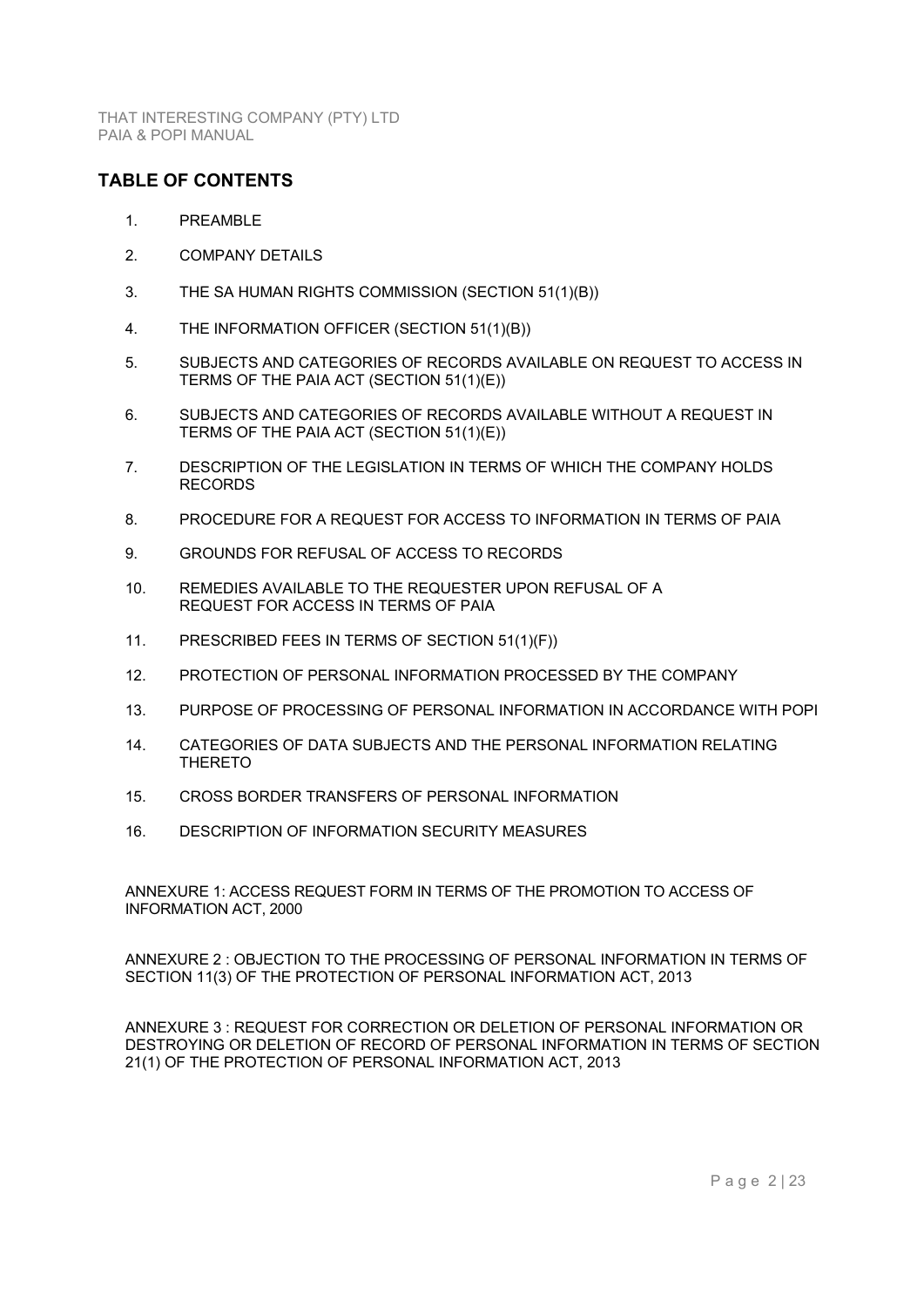## TABLE OF CONTENTS

1. PREAMBLE
2. COMPANY DETAILS
3. THE SA HUMAN RIGHTS COMMISSION (SECTION 51(1)(B))
4. THE INFORMATION OFFICER (SECTION 51(1)(B))
5. SUBJECTS AND CATEGORIES OF RECORDS AVAILABLE ON REQUEST TO ACCESS IN TERMS OF THE PAIA ACT (SECTION 51(1)(E))
6. SUBJECTS AND CATEGORIES OF RECORDS AVAILABLE WITHOUT A REQUEST IN TERMS OF THE PAIA ACT (SECTION 51(1)(E))
7. DESCRIPTION OF THE LEGISLATION IN TERMS OF WHICH THE COMPANY HOLDS RECORDS
8. PROCEDURE FOR A REQUEST FOR ACCESS TO INFORMATION IN TERMS OF PAIA
9. GROUNDS FOR REFUSAL OF ACCESS TO RECORDS
10. REMEDIES AVAILABLE TO THE REQUESTER UPON REFUSAL OF A REQUEST FOR ACCESS IN TERMS OF PAIA
11. PRESCRIBED FEES IN TERMS OF SECTION 51(1)(F))
12. PROTECTION OF PERSONAL INFORMATION PROCESSED BY THE COMPANY
13. PURPOSE OF PROCESSING OF PERSONAL INFORMATION IN ACCORDANCE WITH POPI
14. CATEGORIES OF DATA SUBJECTS AND THE PERSONAL INFORMATION RELATING THERETO
15. CROSS BORDER TRANSFERS OF PERSONAL INFORMATION
16. DESCRIPTION OF INFORMATION SECURITY MEASURES

ANNEXURE 1: ACCESS REQUEST FORM IN TERMS OF THE PROMOTION TO ACCESS OF INFORMATION ACT, 2000

ANNEXURE 2 : OBJECTION TO THE PROCESSING OF PERSONAL INFORMATION IN TERMS OF SECTION 11(3) OF THE PROTECTION OF PERSONAL INFORMATION ACT, 2013

ANNEXURE 3 : REQUEST FOR CORRECTION OR DELETION OF PERSONAL INFORMATION OR DESTROYING OR DELETION OF RECORD OF PERSONAL INFORMATION IN TERMS OF SECTION 21(1) OF THE PROTECTION OF PERSONAL INFORMATION ACT, 2013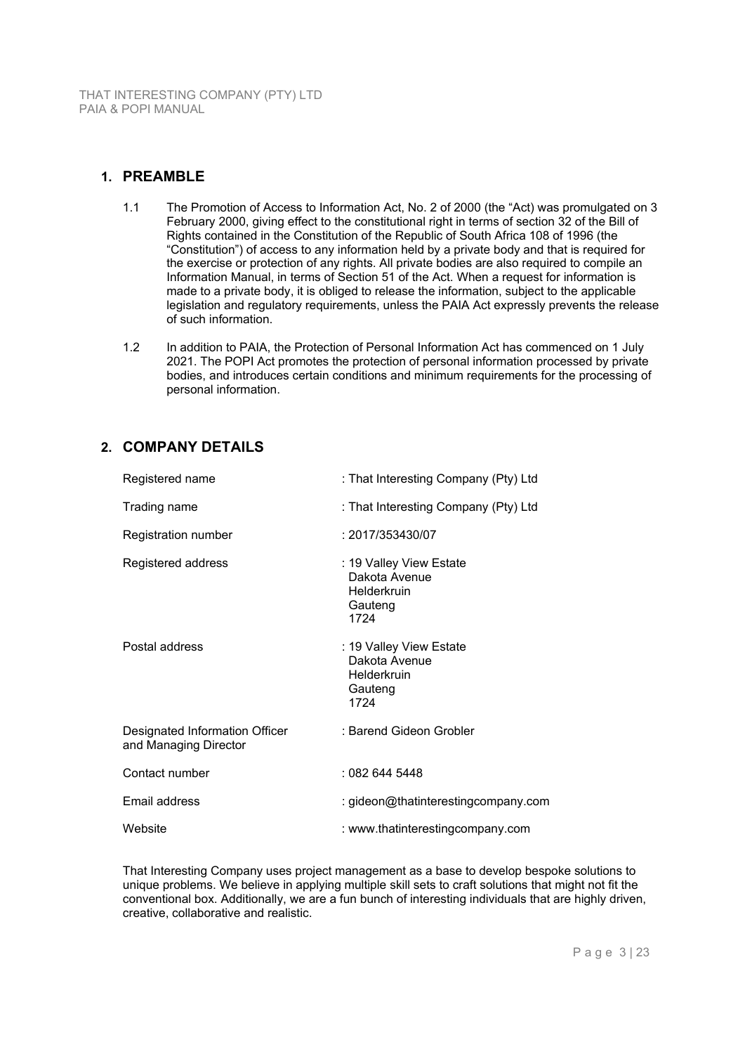## 1. PREAMBLE

1.1 The Promotion of Access to Information Act, No. 2 of 2000 (the "Act) was promulgated on 3 February 2000, giving effect to the constitutional right in terms of section 32 of the Bill of Rights contained in the Constitution of the Republic of South Africa 108 of 1996 (the "Constitution") of access to any information held by a private body and that is required for the exercise or protection of any rights. All private bodies are also required to compile an Information Manual, in terms of Section 51 of the Act. When a request for information is made to a private body, it is obliged to release the information, subject to the applicable legislation and regulatory requirements, unless the PAIA Act expressly prevents the release of such information.

1.2 In addition to PAIA, the Protection of Personal Information Act has commenced on 1 July 2021. The POPI Act promotes the protection of personal information processed by private bodies, and introduces certain conditions and minimum requirements for the processing of personal information.

## 2. COMPANY DETAILS

| | |
|---|---|
| Registered name | : That Interesting Company (Pty) Ltd |
| Trading name | : That Interesting Company (Pty) Ltd |
| Registration number | : 2017/353430/07 |
| Registered address | : 19 Valley View Estate<br>Dakota Avenue<br>Helderkruin<br>Gauteng<br>1724 |
| Postal address | : 19 Valley View Estate<br>Dakota Avenue<br>Helderkruin<br>Gauteng<br>1724 |
| Designated Information Officer and Managing Director | : Barend Gideon Grobler |
| Contact number | : 082 644 5448 |
| Email address | : gideon@thatinterestingcompany.com |
| Website | : www.thatinterestingcompany.com |

That Interesting Company uses project management as a base to develop bespoke solutions to unique problems. We believe in applying multiple skill sets to craft solutions that might not fit the conventional box. Additionally, we are a fun bunch of interesting individuals that are highly driven, creative, collaborative and realistic.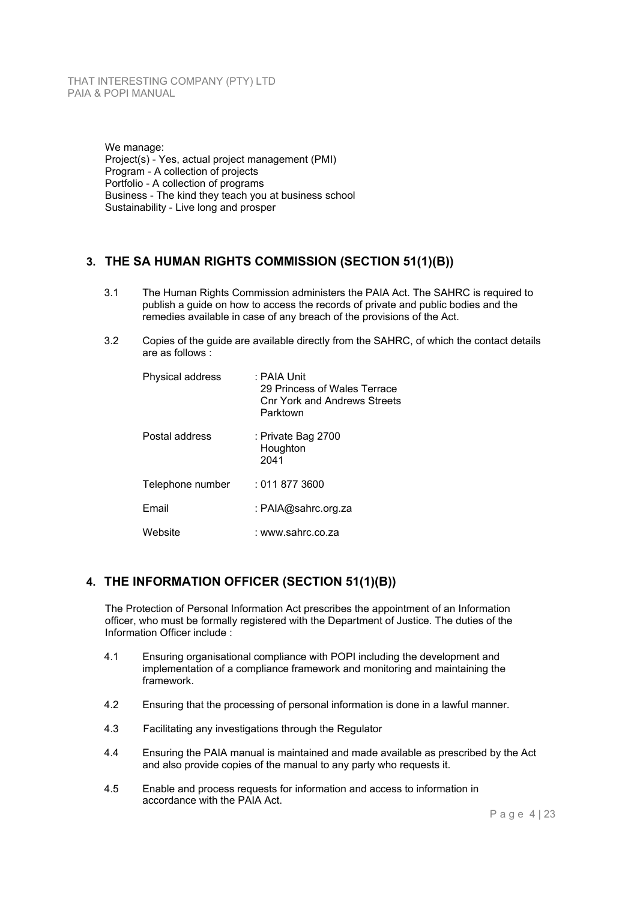We manage:
Project(s) - Yes, actual project management (PMI)
Program - A collection of projects
Portfolio - A collection of programs
Business - The kind they teach you at business school
Sustainability - Live long and prosper

## 3. THE SA HUMAN RIGHTS COMMISSION (SECTION 51(1)(B))

3.1 The Human Rights Commission administers the PAIA Act. The SAHRC is required to publish a guide on how to access the records of private and public bodies and the remedies available in case of any breach of the provisions of the Act.

3.2 Copies of the guide are available directly from the SAHRC, of which the contact details are as follows :

| | |
|---|---|
| Physical address | : PAIA Unit<br>29 Princess of Wales Terrace<br>Cnr York and Andrews Streets<br>Parktown |
| Postal address | : Private Bag 2700<br>Houghton<br>2041 |
| Telephone number | : 011 877 3600 |
| Email | : PAIA@sahrc.org.za |
| Website | : www.sahrc.co.za |

## 4. THE INFORMATION OFFICER (SECTION 51(1)(B))

The Protection of Personal Information Act prescribes the appointment of an Information officer, who must be formally registered with the Department of Justice. The duties of the Information Officer include :

4.1 Ensuring organisational compliance with POPI including the development and implementation of a compliance framework and monitoring and maintaining the framework.

4.2 Ensuring that the processing of personal information is done in a lawful manner.

4.3 Facilitating any investigations through the Regulator

4.4 Ensuring the PAIA manual is maintained and made available as prescribed by the Act and also provide copies of the manual to any party who requests it.

4.5 Enable and process requests for information and access to information in accordance with the PAIA Act.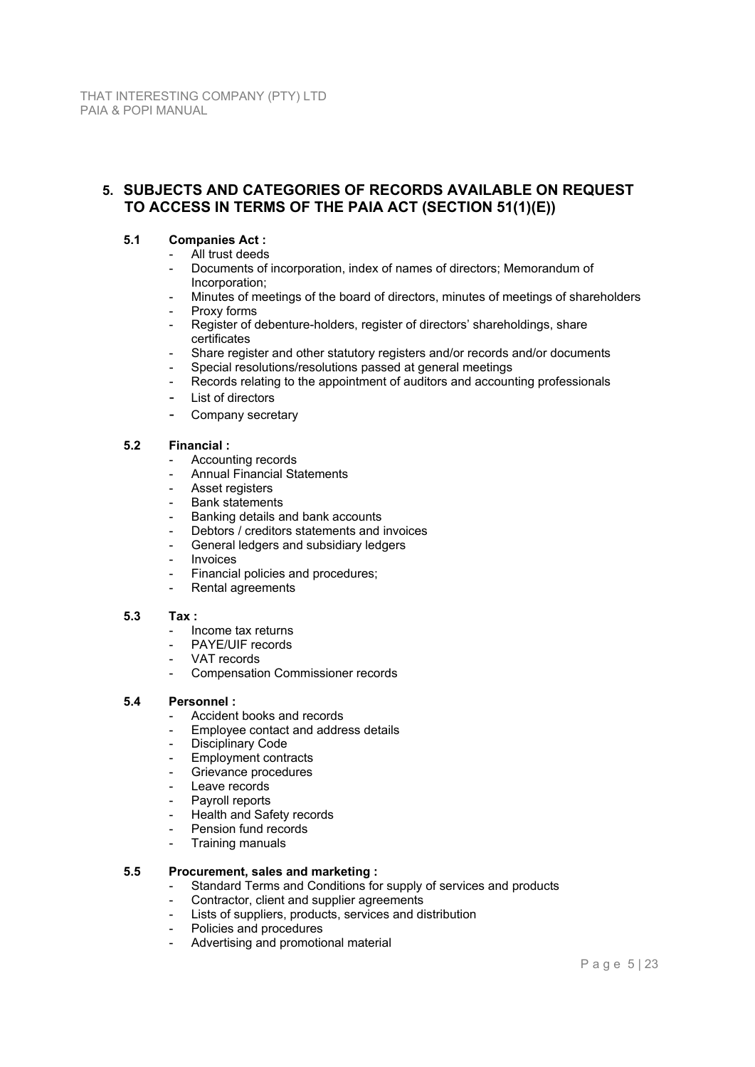## 5. SUBJECTS AND CATEGORIES OF RECORDS AVAILABLE ON REQUEST TO ACCESS IN TERMS OF THE PAIA ACT (SECTION 51(1)(E))

### 5.1 Companies Act :

- All trust deeds
- Documents of incorporation, index of names of directors; Memorandum of Incorporation;
- Minutes of meetings of the board of directors, minutes of meetings of shareholders
- Proxy forms
- Register of debenture-holders, register of directors' shareholdings, share certificates
- Share register and other statutory registers and/or records and/or documents
- Special resolutions/resolutions passed at general meetings
- Records relating to the appointment of auditors and accounting professionals
- List of directors
- Company secretary

### 5.2 Financial :

- Accounting records
- Annual Financial Statements
- Asset registers
- Bank statements
- Banking details and bank accounts
- Debtors / creditors statements and invoices
- General ledgers and subsidiary ledgers
- Invoices
- Financial policies and procedures;
- Rental agreements

### 5.3 Tax :

- Income tax returns
- PAYE/UIF records
- VAT records
- Compensation Commissioner records

### 5.4 Personnel :

- Accident books and records
- Employee contact and address details
- Disciplinary Code
- Employment contracts
- Grievance procedures
- Leave records
- Payroll reports
- Health and Safety records
- Pension fund records
- Training manuals

### 5.5 Procurement, sales and marketing :

- Standard Terms and Conditions for supply of services and products
- Contractor, client and supplier agreements
- Lists of suppliers, products, services and distribution
- Policies and procedures
- Advertising and promotional material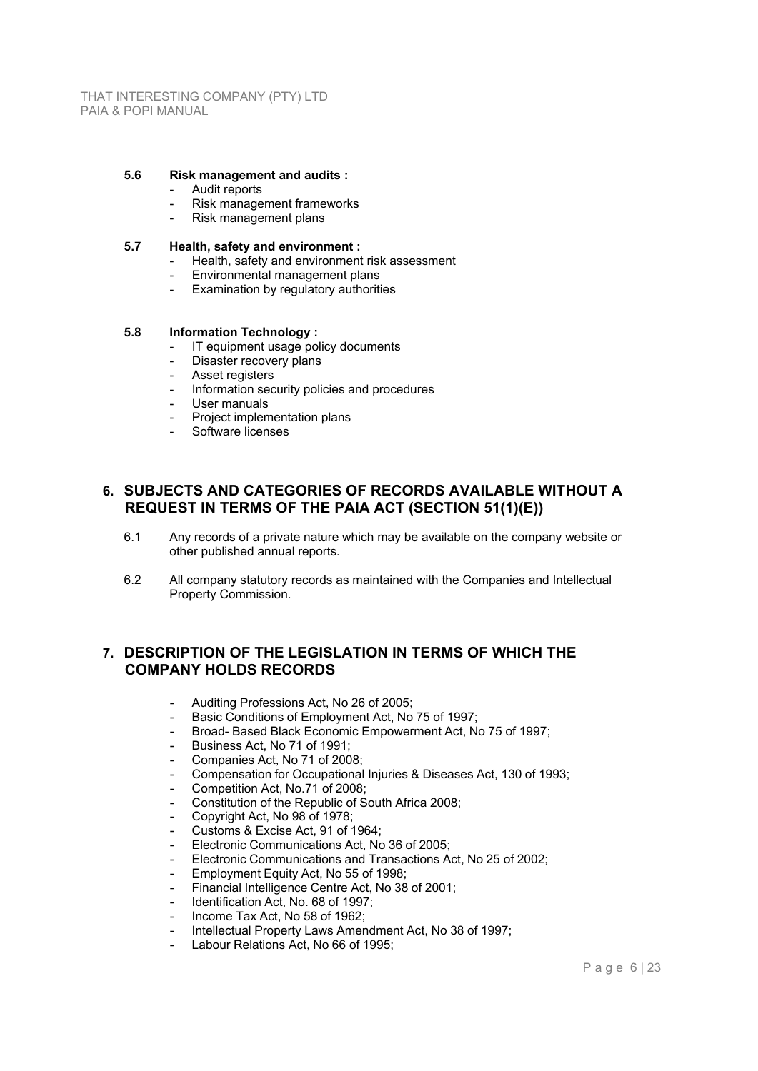**5.6 Risk management and audits :**

- Audit reports
- Risk management frameworks
- Risk management plans

**5.7 Health, safety and environment :**

- Health, safety and environment risk assessment
- Environmental management plans
- Examination by regulatory authorities

**5.8 Information Technology :**

- IT equipment usage policy documents
- Disaster recovery plans
- Asset registers
- Information security policies and procedures
- User manuals
- Project implementation plans
- Software licenses

## 6. SUBJECTS AND CATEGORIES OF RECORDS AVAILABLE WITHOUT A REQUEST IN TERMS OF THE PAIA ACT (SECTION 51(1)(E))

6.1 Any records of a private nature which may be available on the company website or other published annual reports.

6.2 All company statutory records as maintained with the Companies and Intellectual Property Commission.

## 7. DESCRIPTION OF THE LEGISLATION IN TERMS OF WHICH THE COMPANY HOLDS RECORDS

- Auditing Professions Act, No 26 of 2005;
- Basic Conditions of Employment Act, No 75 of 1997;
- Broad- Based Black Economic Empowerment Act, No 75 of 1997;
- Business Act, No 71 of 1991;
- Companies Act, No 71 of 2008;
- Compensation for Occupational Injuries & Diseases Act, 130 of 1993;
- Competition Act, No.71 of 2008;
- Constitution of the Republic of South Africa 2008;
- Copyright Act, No 98 of 1978;
- Customs & Excise Act, 91 of 1964;
- Electronic Communications Act, No 36 of 2005;
- Electronic Communications and Transactions Act, No 25 of 2002;
- Employment Equity Act, No 55 of 1998;
- Financial Intelligence Centre Act, No 38 of 2001;
- Identification Act, No. 68 of 1997;
- Income Tax Act, No 58 of 1962;
- Intellectual Property Laws Amendment Act, No 38 of 1997;
- Labour Relations Act, No 66 of 1995;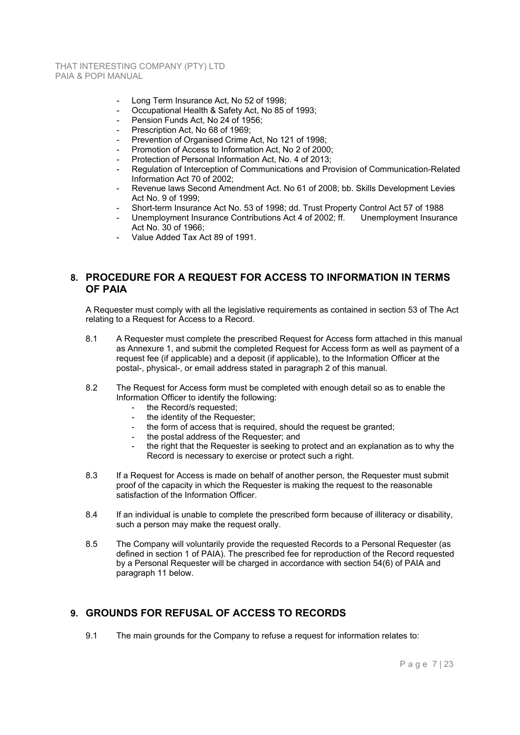- Long Term Insurance Act, No 52 of 1998;
- Occupational Health & Safety Act, No 85 of 1993;
- Pension Funds Act, No 24 of 1956;
- Prescription Act, No 68 of 1969;
- Prevention of Organised Crime Act, No 121 of 1998;
- Promotion of Access to Information Act, No 2 of 2000;
- Protection of Personal Information Act, No. 4 of 2013;
- Regulation of Interception of Communications and Provision of Communication-Related Information Act 70 of 2002;
- Revenue laws Second Amendment Act. No 61 of 2008; bb. Skills Development Levies Act No. 9 of 1999;
- Short-term Insurance Act No. 53 of 1998; dd. Trust Property Control Act 57 of 1988
- Unemployment Insurance Contributions Act 4 of 2002; ff. Unemployment Insurance Act No. 30 of 1966;
- Value Added Tax Act 89 of 1991.

## 8. PROCEDURE FOR A REQUEST FOR ACCESS TO INFORMATION IN TERMS OF PAIA

A Requester must comply with all the legislative requirements as contained in section 53 of The Act relating to a Request for Access to a Record.

8.1 A Requester must complete the prescribed Request for Access form attached in this manual as Annexure 1, and submit the completed Request for Access form as well as payment of a request fee (if applicable) and a deposit (if applicable), to the Information Officer at the postal-, physical-, or email address stated in paragraph 2 of this manual.

8.2 The Request for Access form must be completed with enough detail so as to enable the Information Officer to identify the following:

- the Record/s requested;
- the identity of the Requester;
- the form of access that is required, should the request be granted;
- the postal address of the Requester; and
- the right that the Requester is seeking to protect and an explanation as to why the Record is necessary to exercise or protect such a right.

8.3 If a Request for Access is made on behalf of another person, the Requester must submit proof of the capacity in which the Requester is making the request to the reasonable satisfaction of the Information Officer.

8.4 If an individual is unable to complete the prescribed form because of illiteracy or disability, such a person may make the request orally.

8.5 The Company will voluntarily provide the requested Records to a Personal Requester (as defined in section 1 of PAIA). The prescribed fee for reproduction of the Record requested by a Personal Requester will be charged in accordance with section 54(6) of PAIA and paragraph 11 below.

## 9. GROUNDS FOR REFUSAL OF ACCESS TO RECORDS

9.1 The main grounds for the Company to refuse a request for information relates to: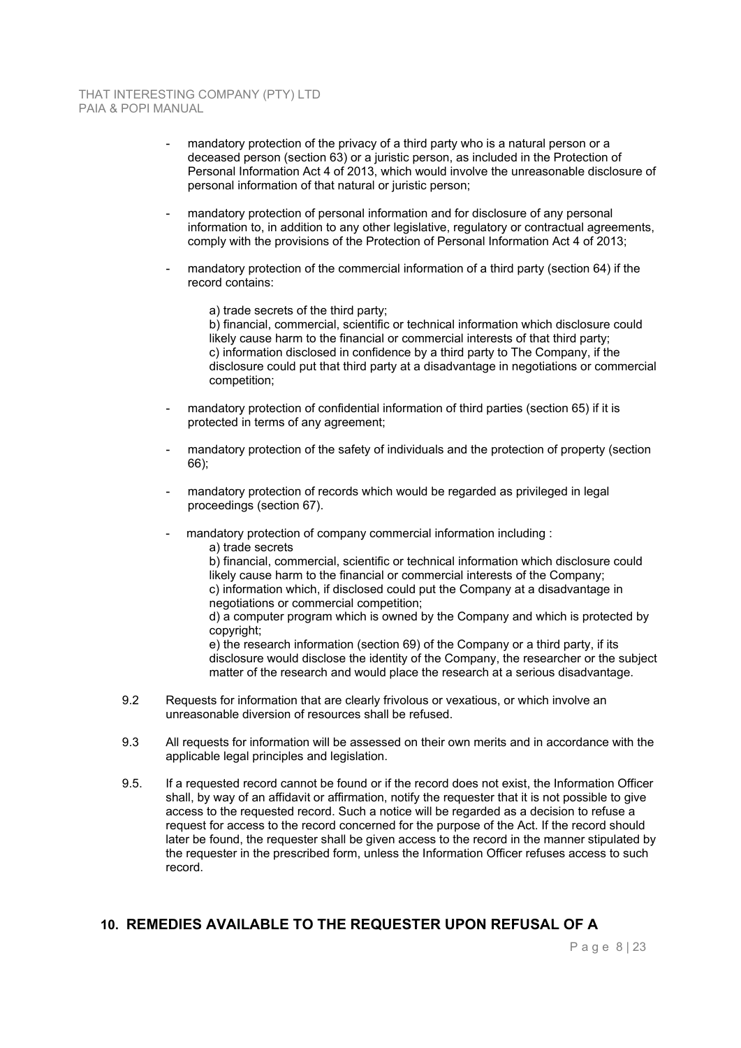- mandatory protection of the privacy of a third party who is a natural person or a deceased person (section 63) or a juristic person, as included in the Protection of Personal Information Act 4 of 2013, which would involve the unreasonable disclosure of personal information of that natural or juristic person;

- mandatory protection of personal information and for disclosure of any personal information to, in addition to any other legislative, regulatory or contractual agreements, comply with the provisions of the Protection of Personal Information Act 4 of 2013;

- mandatory protection of the commercial information of a third party (section 64) if the record contains:

  a) trade secrets of the third party;
  b) financial, commercial, scientific or technical information which disclosure could likely cause harm to the financial or commercial interests of that third party;
  c) information disclosed in confidence by a third party to The Company, if the disclosure could put that third party at a disadvantage in negotiations or commercial competition;

- mandatory protection of confidential information of third parties (section 65) if it is protected in terms of any agreement;

- mandatory protection of the safety of individuals and the protection of property (section 66);

- mandatory protection of records which would be regarded as privileged in legal proceedings (section 67).

- mandatory protection of company commercial information including :
  a) trade secrets
  b) financial, commercial, scientific or technical information which disclosure could likely cause harm to the financial or commercial interests of the Company;
  c) information which, if disclosed could put the Company at a disadvantage in negotiations or commercial competition;
  d) a computer program which is owned by the Company and which is protected by copyright;
  e) the research information (section 69) of the Company or a third party, if its disclosure would disclose the identity of the Company, the researcher or the subject matter of the research and would place the research at a serious disadvantage.

9.2 Requests for information that are clearly frivolous or vexatious, or which involve an unreasonable diversion of resources shall be refused.

9.3 All requests for information will be assessed on their own merits and in accordance with the applicable legal principles and legislation.

9.5. If a requested record cannot be found or if the record does not exist, the Information Officer shall, by way of an affidavit or affirmation, notify the requester that it is not possible to give access to the requested record. Such a notice will be regarded as a decision to refuse a request for access to the record concerned for the purpose of the Act. If the record should later be found, the requester shall be given access to the record in the manner stipulated by the requester in the prescribed form, unless the Information Officer refuses access to such record.

## 10. REMEDIES AVAILABLE TO THE REQUESTER UPON REFUSAL OF A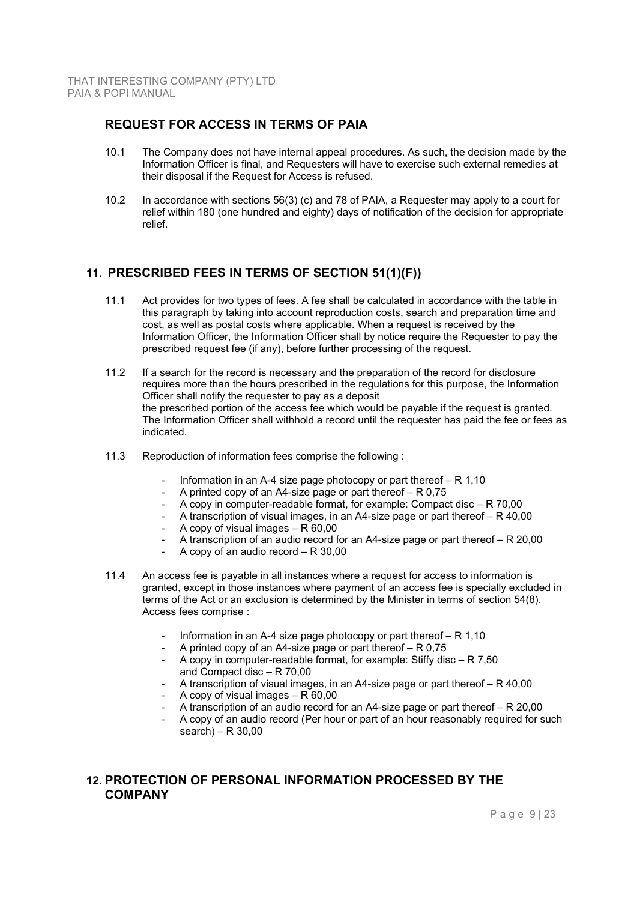## REQUEST FOR ACCESS IN TERMS OF PAIA

10.1 The Company does not have internal appeal procedures. As such, the decision made by the Information Officer is final, and Requesters will have to exercise such external remedies at their disposal if the Request for Access is refused.

10.2 In accordance with sections 56(3) (c) and 78 of PAIA, a Requester may apply to a court for relief within 180 (one hundred and eighty) days of notification of the decision for appropriate relief.

## 11. PRESCRIBED FEES IN TERMS OF SECTION 51(1)(F))

11.1 Act provides for two types of fees. A fee shall be calculated in accordance with the table in this paragraph by taking into account reproduction costs, search and preparation time and cost, as well as postal costs where applicable. When a request is received by the Information Officer, the Information Officer shall by notice require the Requester to pay the prescribed request fee (if any), before further processing of the request.

11.2 If a search for the record is necessary and the preparation of the record for disclosure requires more than the hours prescribed in the regulations for this purpose, the Information Officer shall notify the requester to pay as a deposit
the prescribed portion of the access fee which would be payable if the request is granted. The Information Officer shall withhold a record until the requester has paid the fee or fees as indicated.

11.3 Reproduction of information fees comprise the following :

- Information in an A-4 size page photocopy or part thereof – R 1,10
- A printed copy of an A4-size page or part thereof – R 0,75
- A copy in computer-readable format, for example: Compact disc – R 70,00
- A transcription of visual images, in an A4-size page or part thereof – R 40,00
- A copy of visual images – R 60,00
- A transcription of an audio record for an A4-size page or part thereof – R 20,00
- A copy of an audio record – R 30,00

11.4 An access fee is payable in all instances where a request for access to information is granted, except in those instances where payment of an access fee is specially excluded in terms of the Act or an exclusion is determined by the Minister in terms of section 54(8). Access fees comprise :

- Information in an A-4 size page photocopy or part thereof – R 1,10
- A printed copy of an A4-size page or part thereof – R 0,75
- A copy in computer-readable format, for example: Stiffy disc – R 7,50 and Compact disc – R 70,00
- A transcription of visual images, in an A4-size page or part thereof – R 40,00
- A copy of visual images – R 60,00
- A transcription of an audio record for an A4-size page or part thereof – R 20,00
- A copy of an audio record (Per hour or part of an hour reasonably required for such search) – R 30,00

## 12. PROTECTION OF PERSONAL INFORMATION PROCESSED BY THE COMPANY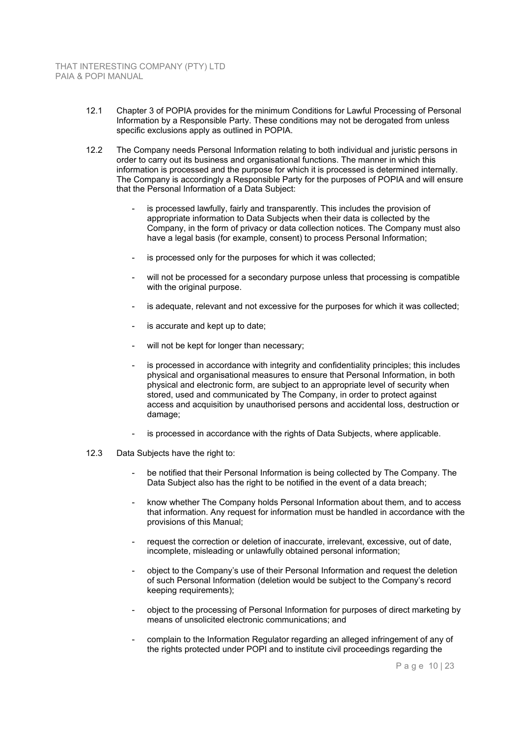12.1 Chapter 3 of POPIA provides for the minimum Conditions for Lawful Processing of Personal Information by a Responsible Party. These conditions may not be derogated from unless specific exclusions apply as outlined in POPIA.

12.2 The Company needs Personal Information relating to both individual and juristic persons in order to carry out its business and organisational functions. The manner in which this information is processed and the purpose for which it is processed is determined internally. The Company is accordingly a Responsible Party for the purposes of POPIA and will ensure that the Personal Information of a Data Subject:

- is processed lawfully, fairly and transparently. This includes the provision of appropriate information to Data Subjects when their data is collected by the Company, in the form of privacy or data collection notices. The Company must also have a legal basis (for example, consent) to process Personal Information;
- is processed only for the purposes for which it was collected;
- will not be processed for a secondary purpose unless that processing is compatible with the original purpose.
- is adequate, relevant and not excessive for the purposes for which it was collected;
- is accurate and kept up to date;
- will not be kept for longer than necessary;
- is processed in accordance with integrity and confidentiality principles; this includes physical and organisational measures to ensure that Personal Information, in both physical and electronic form, are subject to an appropriate level of security when stored, used and communicated by The Company, in order to protect against access and acquisition by unauthorised persons and accidental loss, destruction or damage;
- is processed in accordance with the rights of Data Subjects, where applicable.

12.3 Data Subjects have the right to:

- be notified that their Personal Information is being collected by The Company. The Data Subject also has the right to be notified in the event of a data breach;
- know whether The Company holds Personal Information about them, and to access that information. Any request for information must be handled in accordance with the provisions of this Manual;
- request the correction or deletion of inaccurate, irrelevant, excessive, out of date, incomplete, misleading or unlawfully obtained personal information;
- object to the Company's use of their Personal Information and request the deletion of such Personal Information (deletion would be subject to the Company's record keeping requirements);
- object to the processing of Personal Information for purposes of direct marketing by means of unsolicited electronic communications; and
- complain to the Information Regulator regarding an alleged infringement of any of the rights protected under POPI and to institute civil proceedings regarding the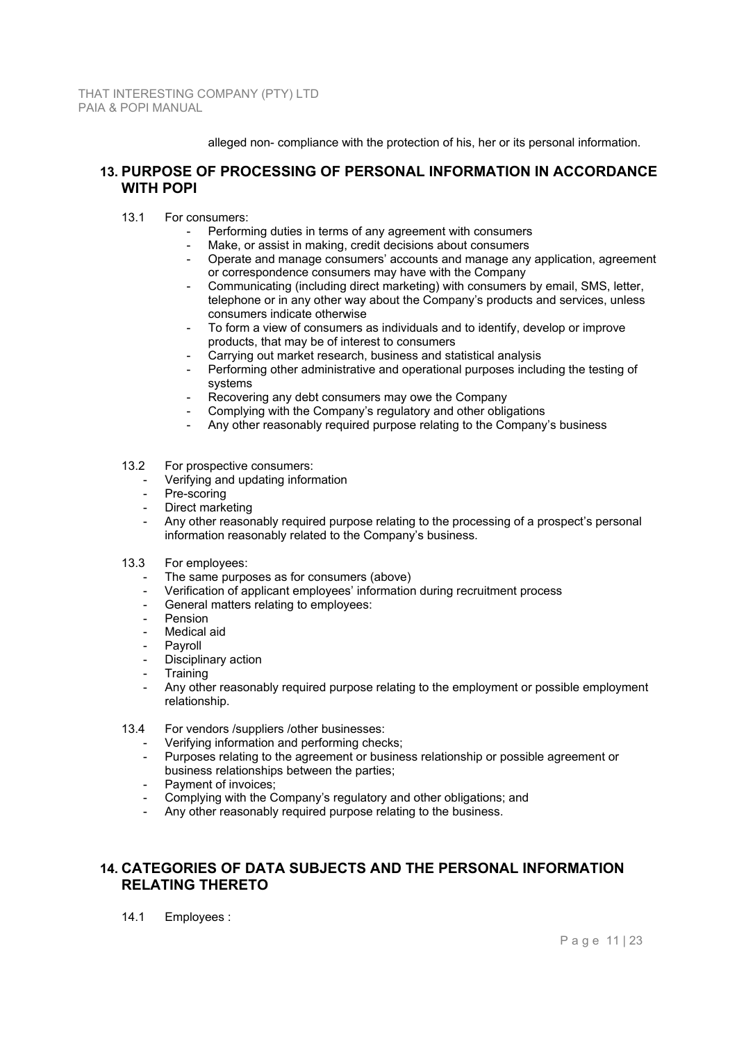alleged non- compliance with the protection of his, her or its personal information.

## 13. PURPOSE OF PROCESSING OF PERSONAL INFORMATION IN ACCORDANCE WITH POPI

13.1 For consumers:

- Performing duties in terms of any agreement with consumers
- Make, or assist in making, credit decisions about consumers
- Operate and manage consumers' accounts and manage any application, agreement or correspondence consumers may have with the Company
- Communicating (including direct marketing) with consumers by email, SMS, letter, telephone or in any other way about the Company's products and services, unless consumers indicate otherwise
- To form a view of consumers as individuals and to identify, develop or improve products, that may be of interest to consumers
- Carrying out market research, business and statistical analysis
- Performing other administrative and operational purposes including the testing of systems
- Recovering any debt consumers may owe the Company
- Complying with the Company's regulatory and other obligations
- Any other reasonably required purpose relating to the Company's business

13.2 For prospective consumers:

- Verifying and updating information
- Pre-scoring
- Direct marketing
- Any other reasonably required purpose relating to the processing of a prospect's personal information reasonably related to the Company's business.

13.3 For employees:

- The same purposes as for consumers (above)
- Verification of applicant employees' information during recruitment process
- General matters relating to employees:
- Pension
- Medical aid
- Payroll
- Disciplinary action
- Training
- Any other reasonably required purpose relating to the employment or possible employment relationship.

13.4 For vendors /suppliers /other businesses:

- Verifying information and performing checks;
- Purposes relating to the agreement or business relationship or possible agreement or business relationships between the parties;
- Payment of invoices;
- Complying with the Company's regulatory and other obligations; and
- Any other reasonably required purpose relating to the business.

## 14. CATEGORIES OF DATA SUBJECTS AND THE PERSONAL INFORMATION RELATING THERETO

14.1 Employees :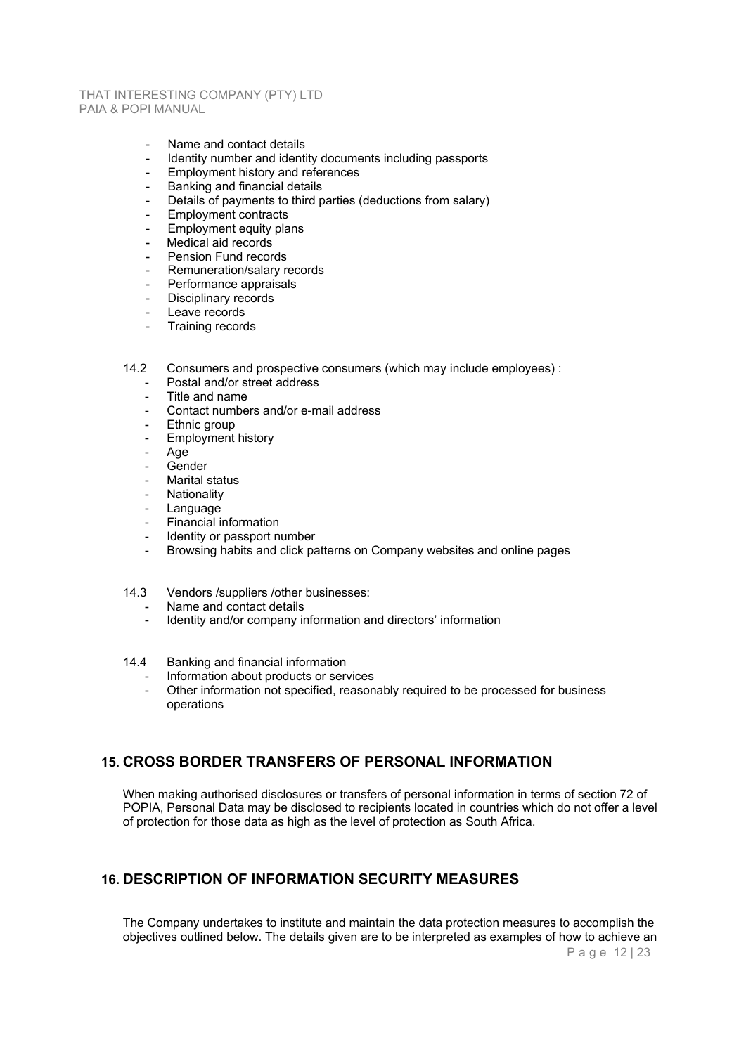- Name and contact details
- Identity number and identity documents including passports
- Employment history and references
- Banking and financial details
- Details of payments to third parties (deductions from salary)
- Employment contracts
- Employment equity plans
- Medical aid records
- Pension Fund records
- Remuneration/salary records
- Performance appraisals
- Disciplinary records
- Leave records
- Training records

14.2 Consumers and prospective consumers (which may include employees) :

- Postal and/or street address
- Title and name
- Contact numbers and/or e-mail address
- Ethnic group
- Employment history
- Age
- Gender
- Marital status
- Nationality
- Language
- Financial information
- Identity or passport number
- Browsing habits and click patterns on Company websites and online pages

14.3 Vendors /suppliers /other businesses:

- Name and contact details
- Identity and/or company information and directors' information

14.4 Banking and financial information

- Information about products or services
- Other information not specified, reasonably required to be processed for business operations

## 15. CROSS BORDER TRANSFERS OF PERSONAL INFORMATION

When making authorised disclosures or transfers of personal information in terms of section 72 of POPIA, Personal Data may be disclosed to recipients located in countries which do not offer a level of protection for those data as high as the level of protection as South Africa.

## 16. DESCRIPTION OF INFORMATION SECURITY MEASURES

The Company undertakes to institute and maintain the data protection measures to accomplish the objectives outlined below. The details given are to be interpreted as examples of how to achieve an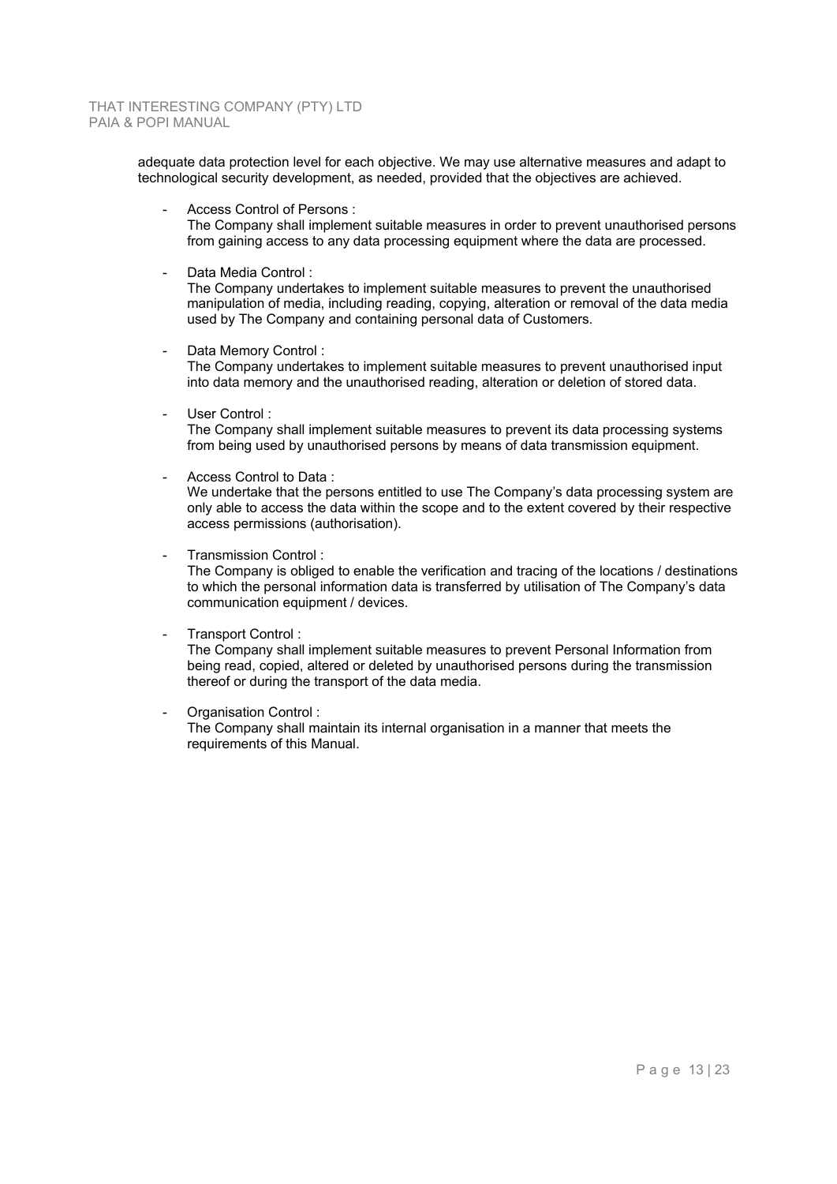adequate data protection level for each objective. We may use alternative measures and adapt to technological security development, as needed, provided that the objectives are achieved.

- Access Control of Persons :
  The Company shall implement suitable measures in order to prevent unauthorised persons from gaining access to any data processing equipment where the data are processed.

- Data Media Control :
  The Company undertakes to implement suitable measures to prevent the unauthorised manipulation of media, including reading, copying, alteration or removal of the data media used by The Company and containing personal data of Customers.

- Data Memory Control :
  The Company undertakes to implement suitable measures to prevent unauthorised input into data memory and the unauthorised reading, alteration or deletion of stored data.

- User Control :
  The Company shall implement suitable measures to prevent its data processing systems from being used by unauthorised persons by means of data transmission equipment.

- Access Control to Data :
  We undertake that the persons entitled to use The Company's data processing system are only able to access the data within the scope and to the extent covered by their respective access permissions (authorisation).

- Transmission Control :
  The Company is obliged to enable the verification and tracing of the locations / destinations to which the personal information data is transferred by utilisation of The Company's data communication equipment / devices.

- Transport Control :
  The Company shall implement suitable measures to prevent Personal Information from being read, copied, altered or deleted by unauthorised persons during the transmission thereof or during the transport of the data media.

- Organisation Control :
  The Company shall maintain its internal organisation in a manner that meets the requirements of this Manual.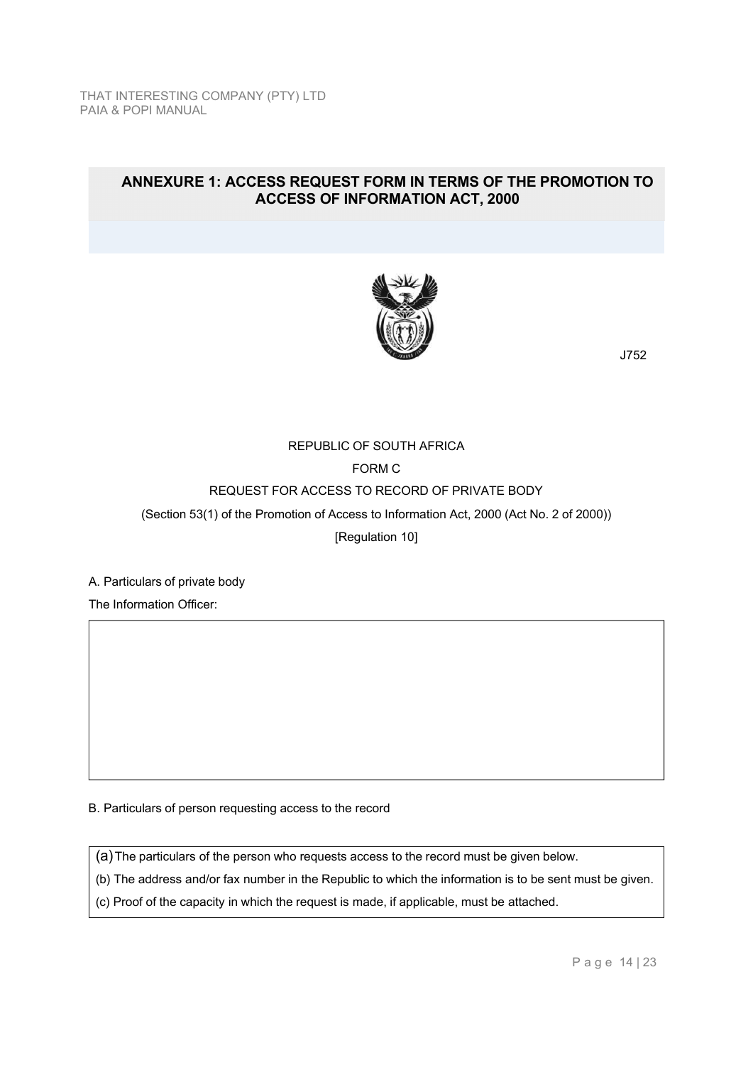## ANNEXURE 1: ACCESS REQUEST FORM IN TERMS OF THE PROMOTION TO ACCESS OF INFORMATION ACT, 2000

J752

REPUBLIC OF SOUTH AFRICA

FORM C

REQUEST FOR ACCESS TO RECORD OF PRIVATE BODY

(Section 53(1) of the Promotion of Access to Information Act, 2000 (Act No. 2 of 2000))

[Regulation 10]

A. Particulars of private body

The Information Officer:

| |
|---|
| |

B. Particulars of person requesting access to the record

| |
|---|
| (a) The particulars of the person who requests access to the record must be given below.<br>(b) The address and/or fax number in the Republic to which the information is to be sent must be given.<br>(c) Proof of the capacity in which the request is made, if applicable, must be attached. |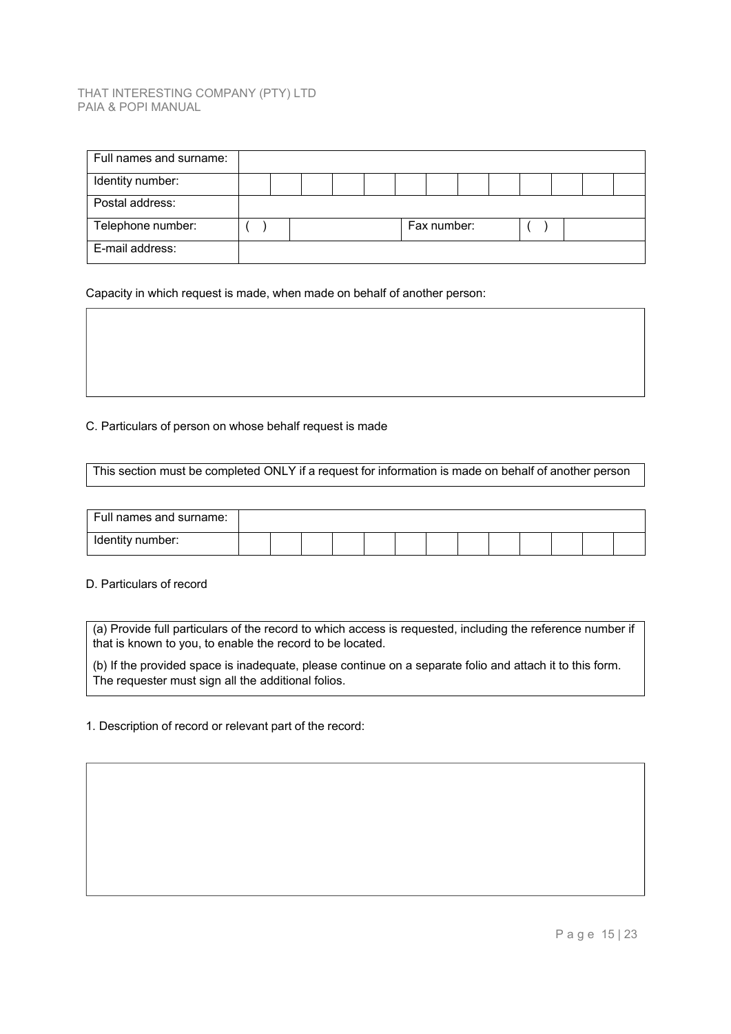| Full names and surname: | | | | | | | | | | | | | |
|---|---|---|---|---|---|---|---|---|---|---|---|---|---|
| Identity number: | | | | | | | | | | | | | |
| Postal address: | | | | | | | | | | | | | |
| Telephone number: | ( ) | | | | | Fax number: | | | ( ) | | | | |
| E-mail address: | | | | | | | | | | | | | |

Capacity in which request is made, when made on behalf of another person:

| |
|---|
| |

C. Particulars of person on whose behalf request is made

| This section must be completed ONLY if a request for information is made on behalf of another person |
|---|

| Full names and surname: | | | | | | | | | | | | | |
|---|---|---|---|---|---|---|---|---|---|---|---|---|---|
| Identity number: | | | | | | | | | | | | | |

D. Particulars of record

| (a) Provide full particulars of the record to which access is requested, including the reference number if that is known to you, to enable the record to be located.<br><br>(b) If the provided space is inadequate, please continue on a separate folio and attach it to this form. The requester must sign all the additional folios. |
|---|

1. Description of record or relevant part of the record:

| |
|---|
| |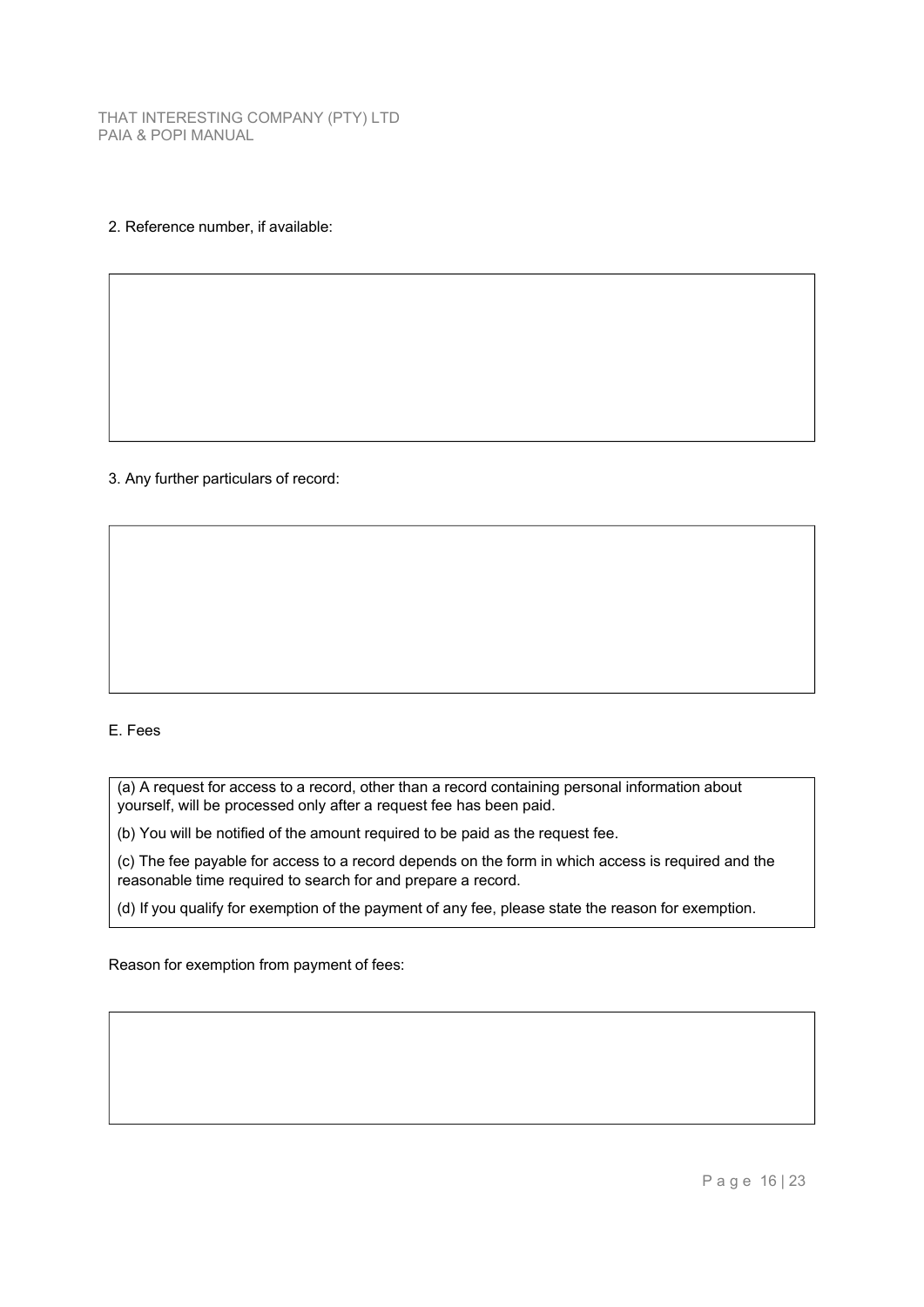2. Reference number, if available:

3. Any further particulars of record:

E. Fees

(a) A request for access to a record, other than a record containing personal information about yourself, will be processed only after a request fee has been paid.

(b) You will be notified of the amount required to be paid as the request fee.

(c) The fee payable for access to a record depends on the form in which access is required and the reasonable time required to search for and prepare a record.

(d) If you qualify for exemption of the payment of any fee, please state the reason for exemption.

Reason for exemption from payment of fees: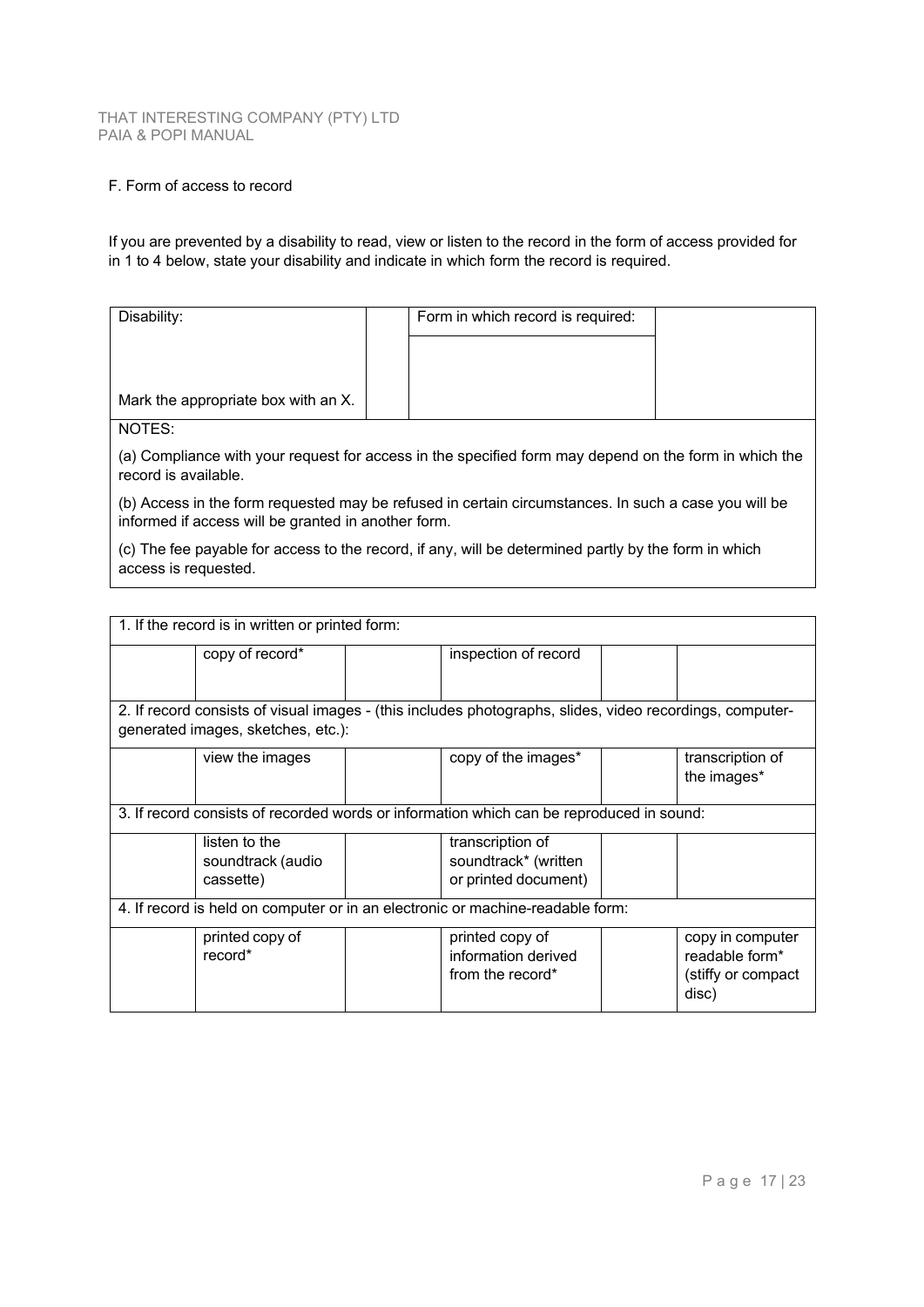F. Form of access to record

If you are prevented by a disability to read, view or listen to the record in the form of access provided for in 1 to 4 below, state your disability and indicate in which form the record is required.

| Disability: | | Form in which record is required: | |
|---|---|---|---|
| Mark the appropriate box with an X. | | | |

NOTES:

(a) Compliance with your request for access in the specified form may depend on the form in which the record is available.

(b) Access in the form requested may be refused in certain circumstances. In such a case you will be informed if access will be granted in another form.

(c) The fee payable for access to the record, if any, will be determined partly by the form in which access is requested.

| 1. If the record is in written or printed form: | | | | | |
|---|---|---|---|---|---|
| | copy of record* | | inspection of record | | |
| **2. If record consists of visual images - (this includes photographs, slides, video recordings, computer-generated images, sketches, etc.):** | | | | | |
| | view the images | | copy of the images* | | transcription of the images* |
| **3. If record consists of recorded words or information which can be reproduced in sound:** | | | | | |
| | listen to the soundtrack (audio cassette) | | transcription of soundtrack* (written or printed document) | | |
| **4. If record is held on computer or in an electronic or machine-readable form:** | | | | | |
| | printed copy of record* | | printed copy of information derived from the record* | | copy in computer readable form* (stiffy or compact disc) |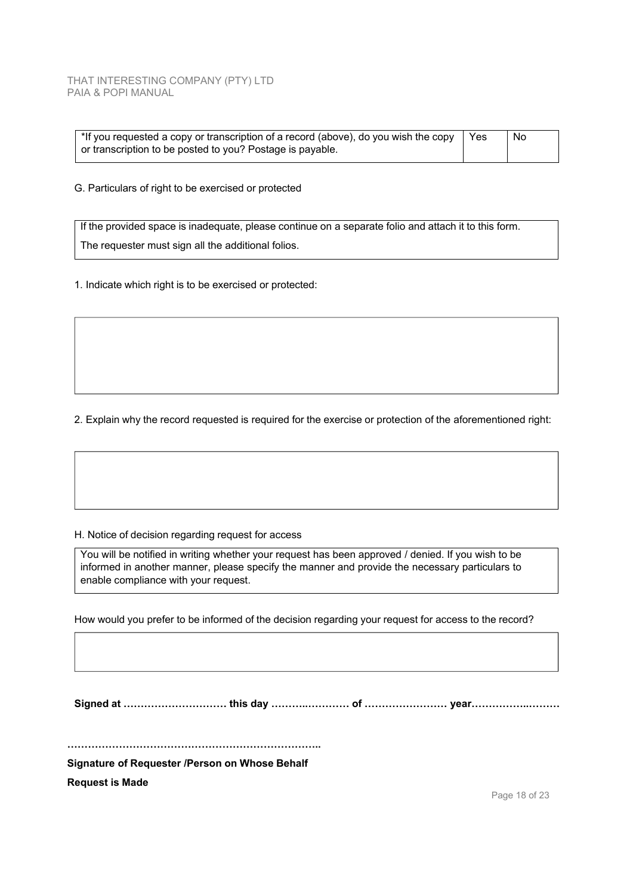| *If you requested a copy or transcription of a record (above), do you wish the copy or transcription to be posted to you? Postage is payable. | Yes | No |
|---|---|---|

G. Particulars of right to be exercised or protected

| If the provided space is inadequate, please continue on a separate folio and attach it to this form. The requester must sign all the additional folios. |
|---|

1. Indicate which right is to be exercised or protected:

| |
|---|
| |

2. Explain why the record requested is required for the exercise or protection of the aforementioned right:

| |
|---|
| |

H. Notice of decision regarding request for access

| You will be notified in writing whether your request has been approved / denied. If you wish to be informed in another manner, please specify the manner and provide the necessary particulars to enable compliance with your request. |
|---|

How would you prefer to be informed of the decision regarding your request for access to the record?

| |
|---|
| |

**Signed at ………………………… this day ……….………… of …………………… year…………….………**

………………………………………………………………..

**Signature of Requester /Person on Whose Behalf**

**Request is Made**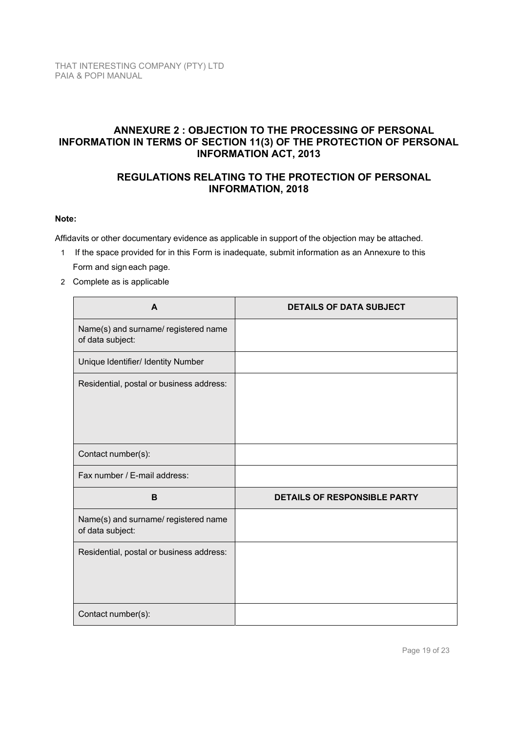## ANNEXURE 2 : OBJECTION TO THE PROCESSING OF PERSONAL INFORMATION IN TERMS OF SECTION 11(3) OF THE PROTECTION OF PERSONAL INFORMATION ACT, 2013

## REGULATIONS RELATING TO THE PROTECTION OF PERSONAL INFORMATION, 2018

**Note:**

Affidavits or other documentary evidence as applicable in support of the objection may be attached.

1. If the space provided for in this Form is inadequate, submit information as an Annexure to this Form and sign each page.
2. Complete as is applicable

| A | DETAILS OF DATA SUBJECT |
|---|---|
| Name(s) and surname/ registered name of data subject: | |
| Unique Identifier/ Identity Number | |
| Residential, postal or business address: | |
| Contact number(s): | |
| Fax number / E-mail address: | |
| **B** | **DETAILS OF RESPONSIBLE PARTY** |
| Name(s) and surname/ registered name of data subject: | |
| Residential, postal or business address: | |
| Contact number(s): | |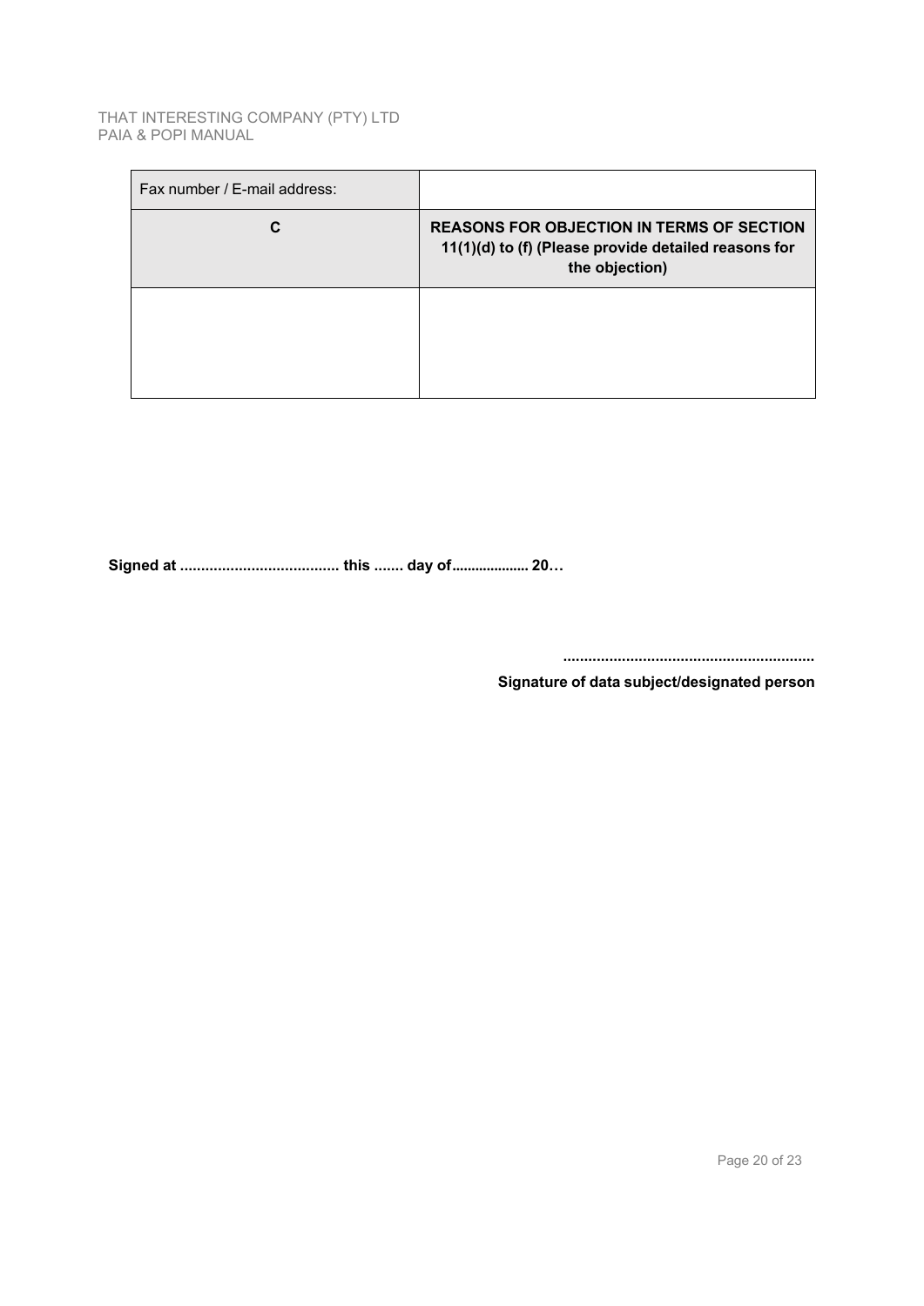| Fax number / E-mail address: | |
| --- | --- |
| **C** | **REASONS FOR OBJECTION IN TERMS OF SECTION 11(1)(d) to (f) (Please provide detailed reasons for the objection)** |
| | |

**Signed at ..................................... this ....... day of................... 20…**

**...........................................................**

**Signature of data subject/designated person**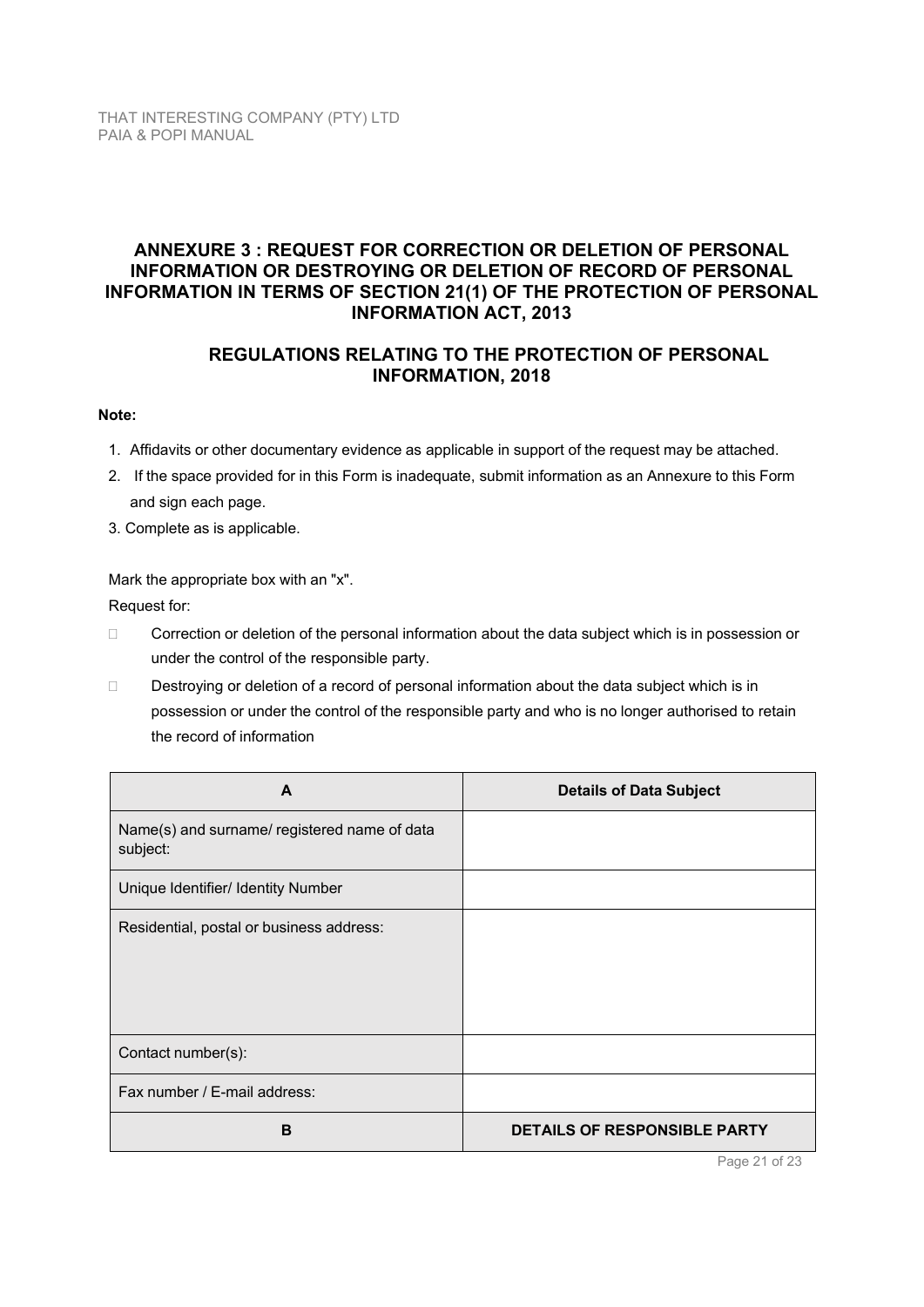## ANNEXURE 3 : REQUEST FOR CORRECTION OR DELETION OF PERSONAL INFORMATION OR DESTROYING OR DELETION OF RECORD OF PERSONAL INFORMATION IN TERMS OF SECTION 21(1) OF THE PROTECTION OF PERSONAL INFORMATION ACT, 2013

### REGULATIONS RELATING TO THE PROTECTION OF PERSONAL INFORMATION, 2018

**Note:**

1. Affidavits or other documentary evidence as applicable in support of the request may be attached.
2. If the space provided for in this Form is inadequate, submit information as an Annexure to this Form and sign each page.
3. Complete as is applicable.

Mark the appropriate box with an "x".

Request for:

- ☐ Correction or deletion of the personal information about the data subject which is in possession or under the control of the responsible party.
- ☐ Destroying or deletion of a record of personal information about the data subject which is in possession or under the control of the responsible party and who is no longer authorised to retain the record of information

| A | Details of Data Subject |
|---|---|
| Name(s) and surname/ registered name of data subject: | |
| Unique Identifier/ Identity Number | |
| Residential, postal or business address: | |
| Contact number(s): | |
| Fax number / E-mail address: | |
| **B** | **DETAILS OF RESPONSIBLE PARTY** |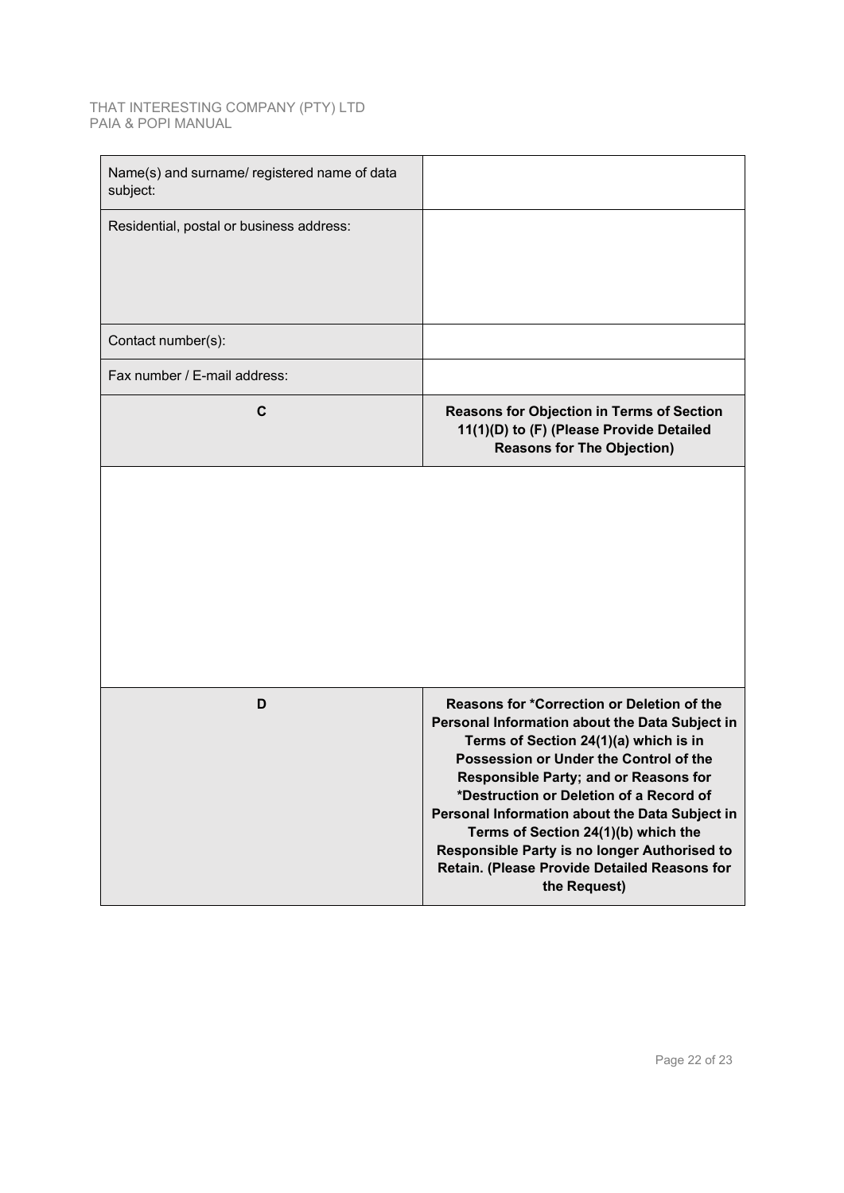| Name(s) and surname/ registered name of data subject: | |
|---|---|
| Residential, postal or business address: | |
| Contact number(s): | |
| Fax number / E-mail address: | |
| **C** | **Reasons for Objection in Terms of Section 11(1)(D) to (F) (Please Provide Detailed Reasons for The Objection)** |
| | |
| **D** | **Reasons for *Correction or Deletion of the Personal Information about the Data Subject in Terms of Section 24(1)(a) which is in Possession or Under the Control of the Responsible Party; and or Reasons for *Destruction or Deletion of a Record of Personal Information about the Data Subject in Terms of Section 24(1)(b) which the Responsible Party is no longer Authorised to Retain. (Please Provide Detailed Reasons for the Request)** |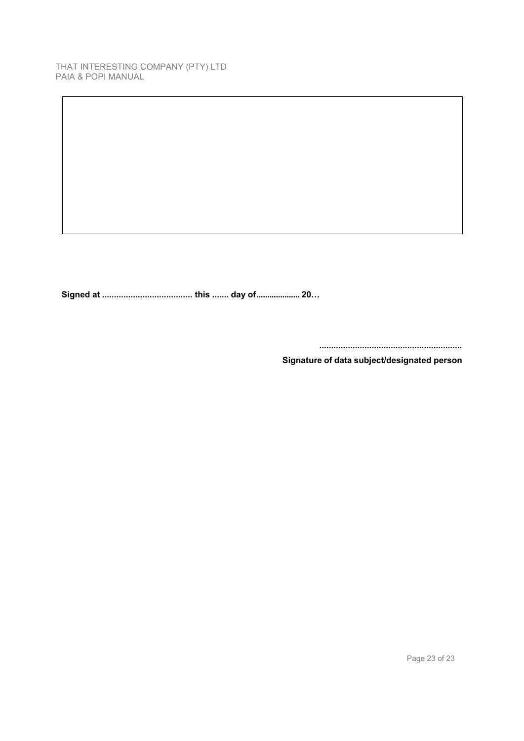**Signed at ..................................... this ....... day of.................... 20…**

**...........................................................**

**Signature of data subject/designated person**